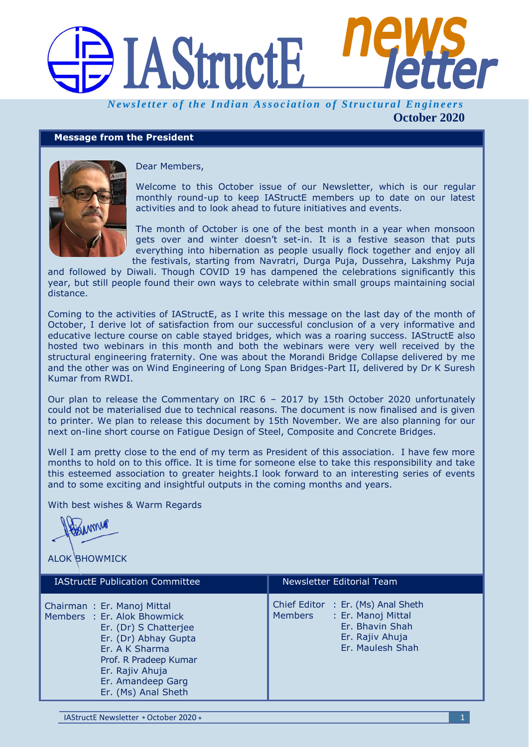# IAStructE newsletter

*Newsletter of the Indian Association of Structural Engineers*

**October 2020**

## Message from the President

Dear Members,

Welcome to this October issue of our Newsletter, which is our regular monthly round-up to keep IAStructE members up to date on our latest activities and to look ahead to future initiatives and events.

The month of October is one of the best month in a year when monsoon gets over and winter doesn't set-in. It is a festive season that puts everything into hibernation as people usually flock together and enjoy all the festivals, starting from Navratri, Durga Puja, Dussehra, Lakshmy Puja and followed by Diwali. Though COVID 19 has dampened the celebrations significantly this year, but still people found their own ways to celebrate within small groups maintaining social distance.

Coming to the activities of IAStructE, as I write this message on the last day of the month of October, I derive lot of satisfaction from our successful conclusion of a very informative and educative lecture course on cable stayed bridges, which was a roaring success. IAStructE also hosted two webinars in this month and both the webinars were very well received by the structural engineering fraternity. One was about the Morandi Bridge Collapse delivered by me and the other was on Wind Engineering of Long Span Bridges-Part II, delivered by Dr K Suresh Kumar from RWDI.

Our plan to release the Commentary on IRC 6 – 2017 by 15th October 2020 unfortunately could not be materialised due to technical reasons. The document is now finalised and is given to printer. We plan to release this document by 15th November. We are also planning for our next on-line short course on Fatigue Design of Steel, Composite and Concrete Bridges.

Well I am pretty close to the end of my term as President of this association. I have few more months to hold on to this office. It is time for someone else to take this responsibility and take this esteemed association to greater heights.I look forward to an interesting series of events and to some exciting and insightful outputs in the coming months and years.

With best wishes & Warm Regards

ALOK BHOWMICK

### IAStructE Publication Committee

Chairman : Er. Manoj Mittal
Members : Er. Alok Bhowmick
Er. (Dr) S Chatterjee
Er. (Dr) Abhay Gupta
Er. A K Sharma
Prof. R Pradeep Kumar
Er. Rajiv Ahuja
Er. Amandeep Garg
Er. (Ms) Anal Sheth

### Newsletter Editorial Team

Chief Editor : Er. (Ms) Anal Sheth
Members : Er. Manoj Mittal
Er. Bhavin Shah
Er. Rajiv Ahuja
Er. Maulesh Shah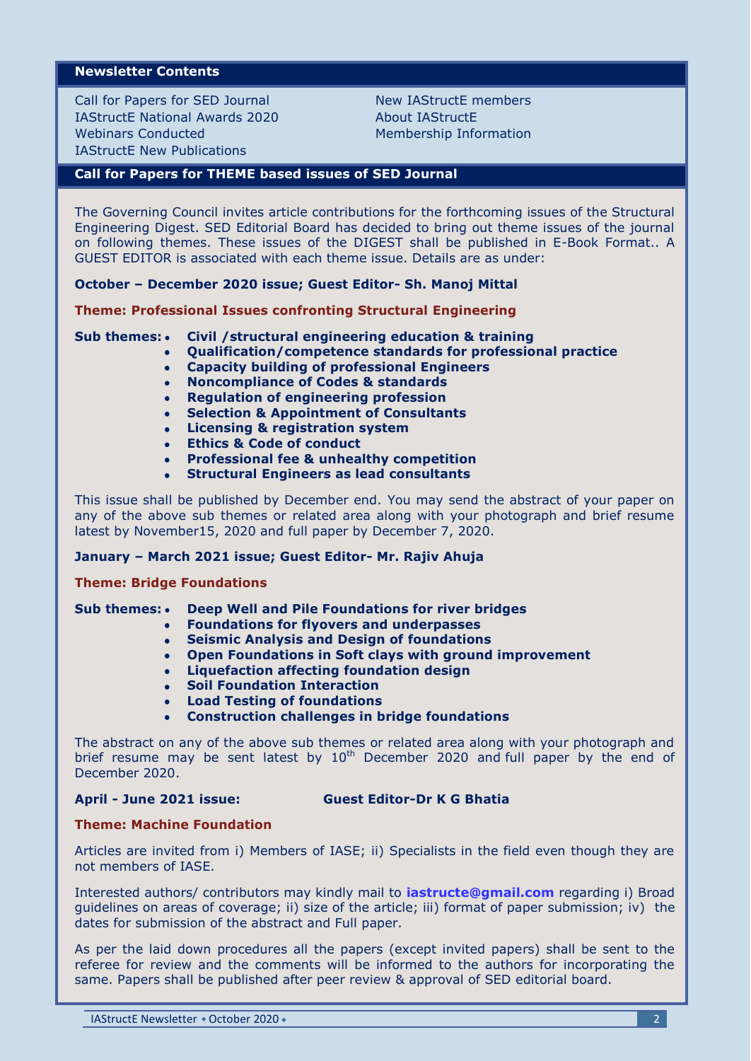## Newsletter Contents

Call for Papers for SED Journal
IAStructE National Awards 2020
Webinars Conducted
IAStructE New Publications
New IAStructE members
About IAStructE
Membership Information

## Call for Papers for THEME based issues of SED Journal

The Governing Council invites article contributions for the forthcoming issues of the Structural Engineering Digest. SED Editorial Board has decided to bring out theme issues of the journal on following themes. These issues of the DIGEST shall be published in E-Book Format.. A GUEST EDITOR is associated with each theme issue. Details are as under:

**October – December 2020 issue; Guest Editor- Sh. Manoj Mittal**

**Theme: Professional Issues confronting Structural Engineering**

**Sub themes:**

- **Civil /structural engineering education & training**
- **Qualification/competence standards for professional practice**
- **Capacity building of professional Engineers**
- **Noncompliance of Codes & standards**
- **Regulation of engineering profession**
- **Selection & Appointment of Consultants**
- **Licensing & registration system**
- **Ethics & Code of conduct**
- **Professional fee & unhealthy competition**
- **Structural Engineers as lead consultants**

This issue shall be published by December end. You may send the abstract of your paper on any of the above sub themes or related area along with your photograph and brief resume latest by November15, 2020 and full paper by December 7, 2020.

**January – March 2021 issue; Guest Editor- Mr. Rajiv Ahuja**

**Theme: Bridge Foundations**

**Sub themes:**

- **Deep Well and Pile Foundations for river bridges**
- **Foundations for flyovers and underpasses**
- **Seismic Analysis and Design of foundations**
- **Open Foundations in Soft clays with ground improvement**
- **Liquefaction affecting foundation design**
- **Soil Foundation Interaction**
- **Load Testing of foundations**
- **Construction challenges in bridge foundations**

The abstract on any of the above sub themes or related area along with your photograph and brief resume may be sent latest by 10th December 2020 and full paper by the end of December 2020.

**April - June 2021 issue: Guest Editor-Dr K G Bhatia**

**Theme: Machine Foundation**

Articles are invited from i) Members of IASE; ii) Specialists in the field even though they are not members of IASE.

Interested authors/ contributors may kindly mail to **iastructe@gmail.com** regarding i) Broad guidelines on areas of coverage; ii) size of the article; iii) format of paper submission; iv) the dates for submission of the abstract and Full paper.

As per the laid down procedures all the papers (except invited papers) shall be sent to the referee for review and the comments will be informed to the authors for incorporating the same. Papers shall be published after peer review & approval of SED editorial board.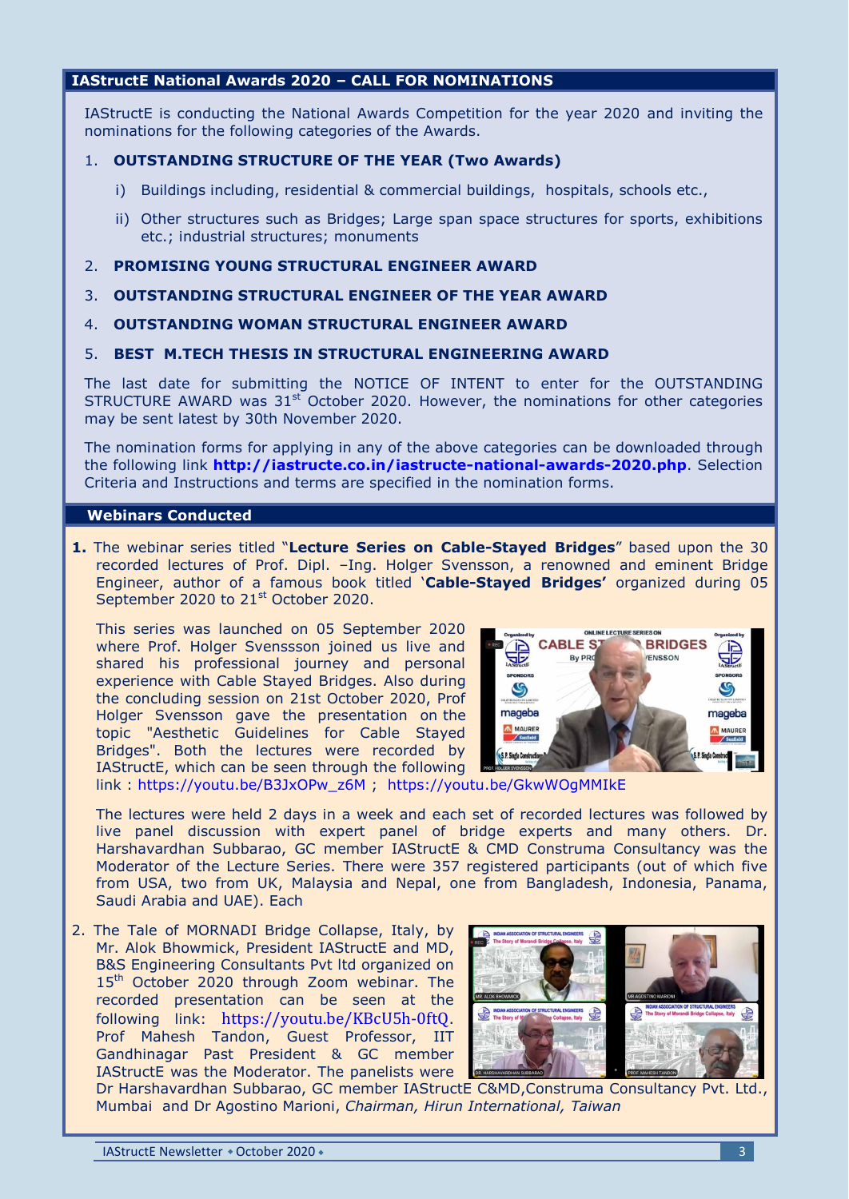## IAStructE National Awards 2020 – CALL FOR NOMINATIONS

IAStructE is conducting the National Awards Competition for the year 2020 and inviting the nominations for the following categories of the Awards.

1. **OUTSTANDING STRUCTURE OF THE YEAR (Two Awards)**
   i) Buildings including, residential & commercial buildings, hospitals, schools etc.,
   ii) Other structures such as Bridges; Large span space structures for sports, exhibitions etc.; industrial structures; monuments
2. **PROMISING YOUNG STRUCTURAL ENGINEER AWARD**
3. **OUTSTANDING STRUCTURAL ENGINEER OF THE YEAR AWARD**
4. **OUTSTANDING WOMAN STRUCTURAL ENGINEER AWARD**
5. **BEST M.TECH THESIS IN STRUCTURAL ENGINEERING AWARD**

The last date for submitting the NOTICE OF INTENT to enter for the OUTSTANDING STRUCTURE AWARD was 31st October 2020. However, the nominations for other categories may be sent latest by 30th November 2020.

The nomination forms for applying in any of the above categories can be downloaded through the following link **http://iastructe.co.in/iastructe-national-awards-2020.php**. Selection Criteria and Instructions and terms are specified in the nomination forms.

## Webinars Conducted

**1.** The webinar series titled "**Lecture Series on Cable-Stayed Bridges**" based upon the 30 recorded lectures of Prof. Dipl. –Ing. Holger Svensson, a renowned and eminent Bridge Engineer, author of a famous book titled '**Cable-Stayed Bridges'** organized during 05 September 2020 to 21st October 2020.

This series was launched on 05 September 2020 where Prof. Holger Svenssson joined us live and shared his professional journey and personal experience with Cable Stayed Bridges. Also during the concluding session on 21st October 2020, Prof Holger Svensson gave the presentation on the topic "Aesthetic Guidelines for Cable Stayed Bridges". Both the lectures were recorded by IAStructE, which can be seen through the following link : https://youtu.be/B3JxOPw_z6M ; https://youtu.be/GkwWOgMMIkE

The lectures were held 2 days in a week and each set of recorded lectures was followed by live panel discussion with expert panel of bridge experts and many others. Dr. Harshavardhan Subbarao, GC member IAStructE & CMD Construma Consultancy was the Moderator of the Lecture Series. There were 357 registered participants (out of which five from USA, two from UK, Malaysia and Nepal, one from Bangladesh, Indonesia, Panama, Saudi Arabia and UAE). Each

2. The Tale of MORNADI Bridge Collapse, Italy, by Mr. Alok Bhowmick, President IAStructE and MD, B&S Engineering Consultants Pvt ltd organized on 15th October 2020 through Zoom webinar. The recorded presentation can be seen at the following link: https://youtu.be/KBcU5h-0ftQ. Prof Mahesh Tandon, Guest Professor, IIT Gandhinagar Past President & GC member IAStructE was the Moderator. The panelists were Dr Harshavardhan Subbarao, GC member IAStructE C&MD,Construma Consultancy Pvt. Ltd., Mumbai and Dr Agostino Marioni, *Chairman, Hirun International, Taiwan*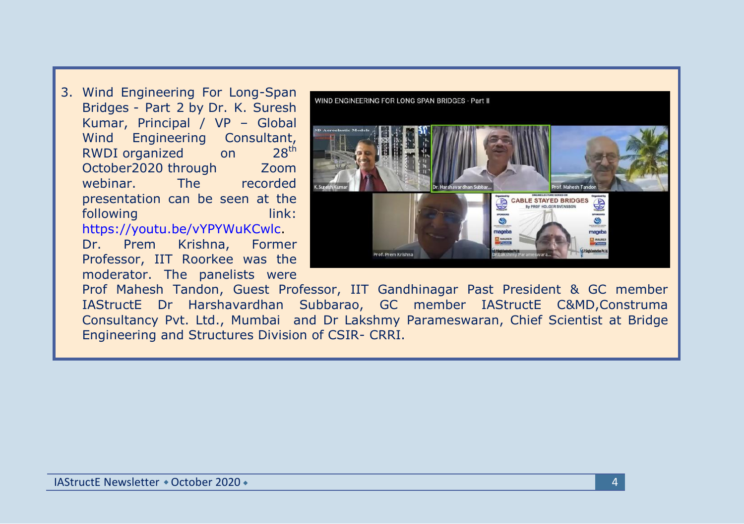3. Wind Engineering For Long-Span Bridges - Part 2 by Dr. K. Suresh Kumar, Principal / VP – Global Wind Engineering Consultant, RWDI organized on 28th October2020 through Zoom webinar. The recorded presentation can be seen at the following link: https://youtu.be/vYPYWuKCwlc. Dr. Prem Krishna, Former Professor, IIT Roorkee was the moderator. The panelists were Prof Mahesh Tandon, Guest Professor, IIT Gandhinagar Past President & GC member IAStructE Dr Harshavardhan Subbarao, GC member IAStructE C&MD,Construma Consultancy Pvt. Ltd., Mumbai and Dr Lakshmy Parameswaran, Chief Scientist at Bridge Engineering and Structures Division of CSIR- CRRI.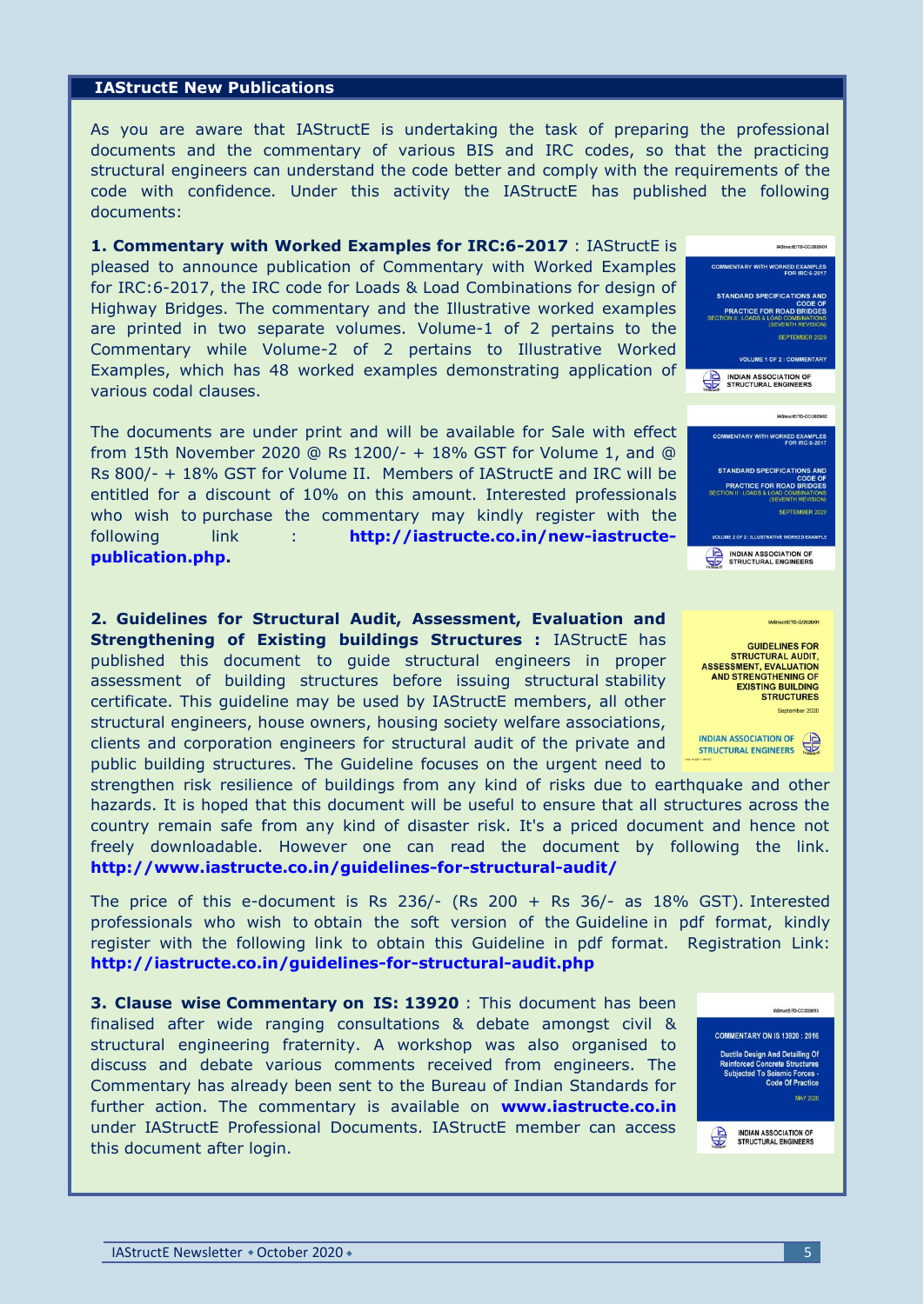## IAStructE New Publications

As you are aware that IAStructE is undertaking the task of preparing the professional documents and the commentary of various BIS and IRC codes, so that the practicing structural engineers can understand the code better and comply with the requirements of the code with confidence. Under this activity the IAStructE has published the following documents:

**1. Commentary with Worked Examples for IRC:6-2017** : IAStructE is pleased to announce publication of Commentary with Worked Examples for IRC:6-2017, the IRC code for Loads & Load Combinations for design of Highway Bridges. The commentary and the Illustrative worked examples are printed in two separate volumes. Volume-1 of 2 pertains to the Commentary while Volume-2 of 2 pertains to Illustrative Worked Examples, which has 48 worked examples demonstrating application of various codal clauses.

The documents are under print and will be available for Sale with effect from 15th November 2020 @ Rs 1200/- + 18% GST for Volume 1, and @ Rs 800/- + 18% GST for Volume II. Members of IAStructE and IRC will be entitled for a discount of 10% on this amount. Interested professionals who wish to purchase the commentary may kindly register with the following link : **http://iastructe.co.in/new-iastructe-publication.php.**

**2. Guidelines for Structural Audit, Assessment, Evaluation and Strengthening of Existing buildings Structures :** IAStructE has published this document to guide structural engineers in proper assessment of building structures before issuing structural stability certificate. This guideline may be used by IAStructE members, all other structural engineers, house owners, housing society welfare associations, clients and corporation engineers for structural audit of the private and public building structures. The Guideline focuses on the urgent need to strengthen risk resilience of buildings from any kind of risks due to earthquake and other hazards. It is hoped that this document will be useful to ensure that all structures across the country remain safe from any kind of disaster risk. It's a priced document and hence not freely downloadable. However one can read the document by following the link. **http://www.iastructe.co.in/guidelines-for-structural-audit/**

The price of this e-document is Rs 236/- (Rs 200 + Rs 36/- as 18% GST). Interested professionals who wish to obtain the soft version of the Guideline in pdf format, kindly register with the following link to obtain this Guideline in pdf format. Registration Link: **http://iastructe.co.in/guidelines-for-structural-audit.php**

**3. Clause wise Commentary on IS: 13920** : This document has been finalised after wide ranging consultations & debate amongst civil & structural engineering fraternity. A workshop was also organised to discuss and debate various comments received from engineers. The Commentary has already been sent to the Bureau of Indian Standards for further action. The commentary is available on **www.iastructe.co.in** under IAStructE Professional Documents. IAStructE member can access this document after login.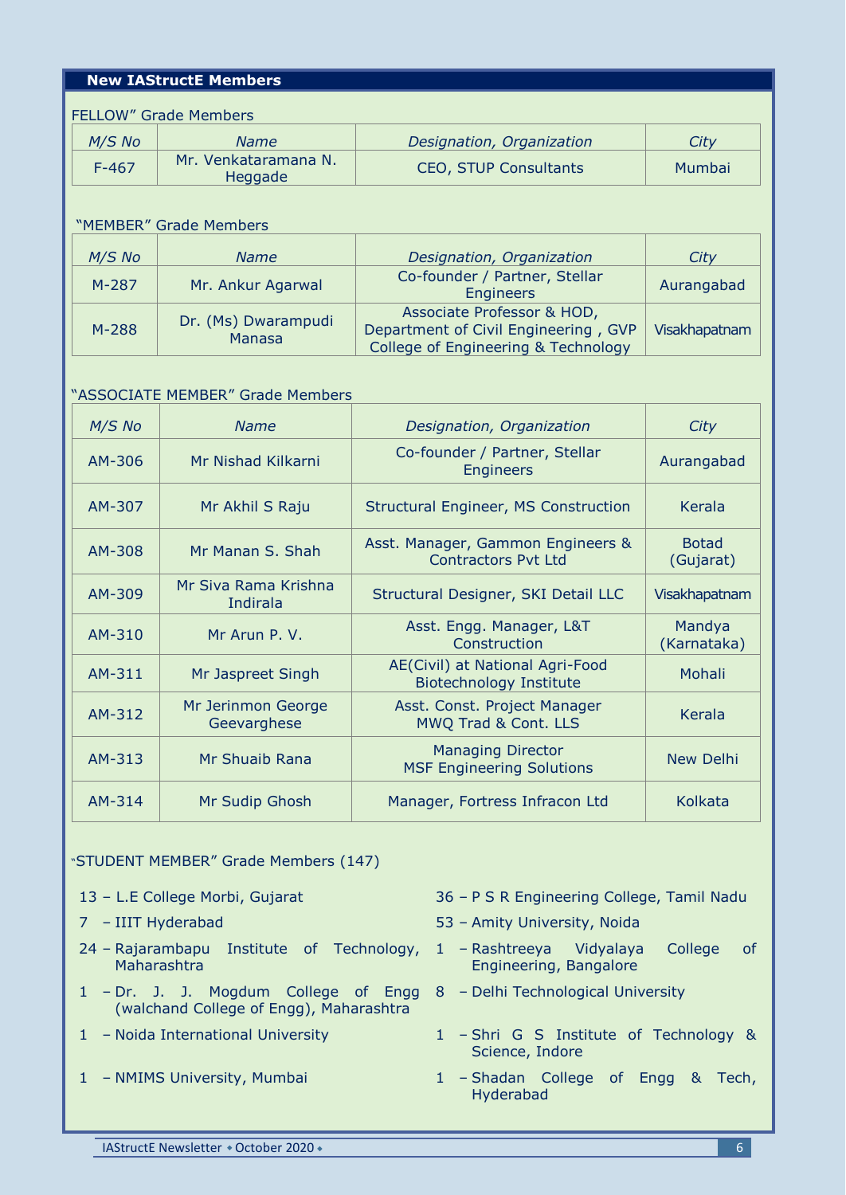## New IAStructE Members

FELLOW" Grade Members

| *M/S No* | *Name* | *Designation, Organization* | *City* |
|---|---|---|---|
| F-467 | Mr. Venkataramana N. Heggade | CEO, STUP Consultants | Mumbai |

"MEMBER" Grade Members

| *M/S No* | *Name* | *Designation, Organization* | *City* |
|---|---|---|---|
| M-287 | Mr. Ankur Agarwal | Co-founder / Partner, Stellar Engineers | Aurangabad |
| M-288 | Dr. (Ms) Dwarampudi Manasa | Associate Professor & HOD, Department of Civil Engineering , GVP College of Engineering & Technology | Visakhapatnam |

"ASSOCIATE MEMBER" Grade Members

| *M/S No* | *Name* | *Designation, Organization* | *City* |
|---|---|---|---|
| AM-306 | Mr Nishad Kilkarni | Co-founder / Partner, Stellar Engineers | Aurangabad |
| AM-307 | Mr Akhil S Raju | Structural Engineer, MS Construction | Kerala |
| AM-308 | Mr Manan S. Shah | Asst. Manager, Gammon Engineers & Contractors Pvt Ltd | Botad (Gujarat) |
| AM-309 | Mr Siva Rama Krishna Indirala | Structural Designer, SKI Detail LLC | Visakhapatnam |
| AM-310 | Mr Arun P. V. | Asst. Engg. Manager, L&T Construction | Mandya (Karnataka) |
| AM-311 | Mr Jaspreet Singh | AE(Civil) at National Agri-Food Biotechnology Institute | Mohali |
| AM-312 | Mr Jerinmon George Geevarghese | Asst. Const. Project Manager MWQ Trad & Cont. LLS | Kerala |
| AM-313 | Mr Shuaib Rana | Managing Director MSF Engineering Solutions | New Delhi |
| AM-314 | Mr Sudip Ghosh | Manager, Fortress Infracon Ltd | Kolkata |

"STUDENT MEMBER" Grade Members (147)

- 13 – L.E College Morbi, Gujarat
- 7 – IIIT Hyderabad
- 24 – Rajarambapu Institute of Technology, Maharashtra
- 1 – Dr. J. J. Mogdum College of Engg (walchand College of Engg), Maharashtra
- 1 – Noida International University
- 1 – NMIMS University, Mumbai
- 36 – P S R Engineering College, Tamil Nadu
- 53 – Amity University, Noida
- 1 – Rashtreeya Vidyalaya College of Engineering, Bangalore
- 8 – Delhi Technological University
- 1 – Shri G S Institute of Technology & Science, Indore
- 1 – Shadan College of Engg & Tech, Hyderabad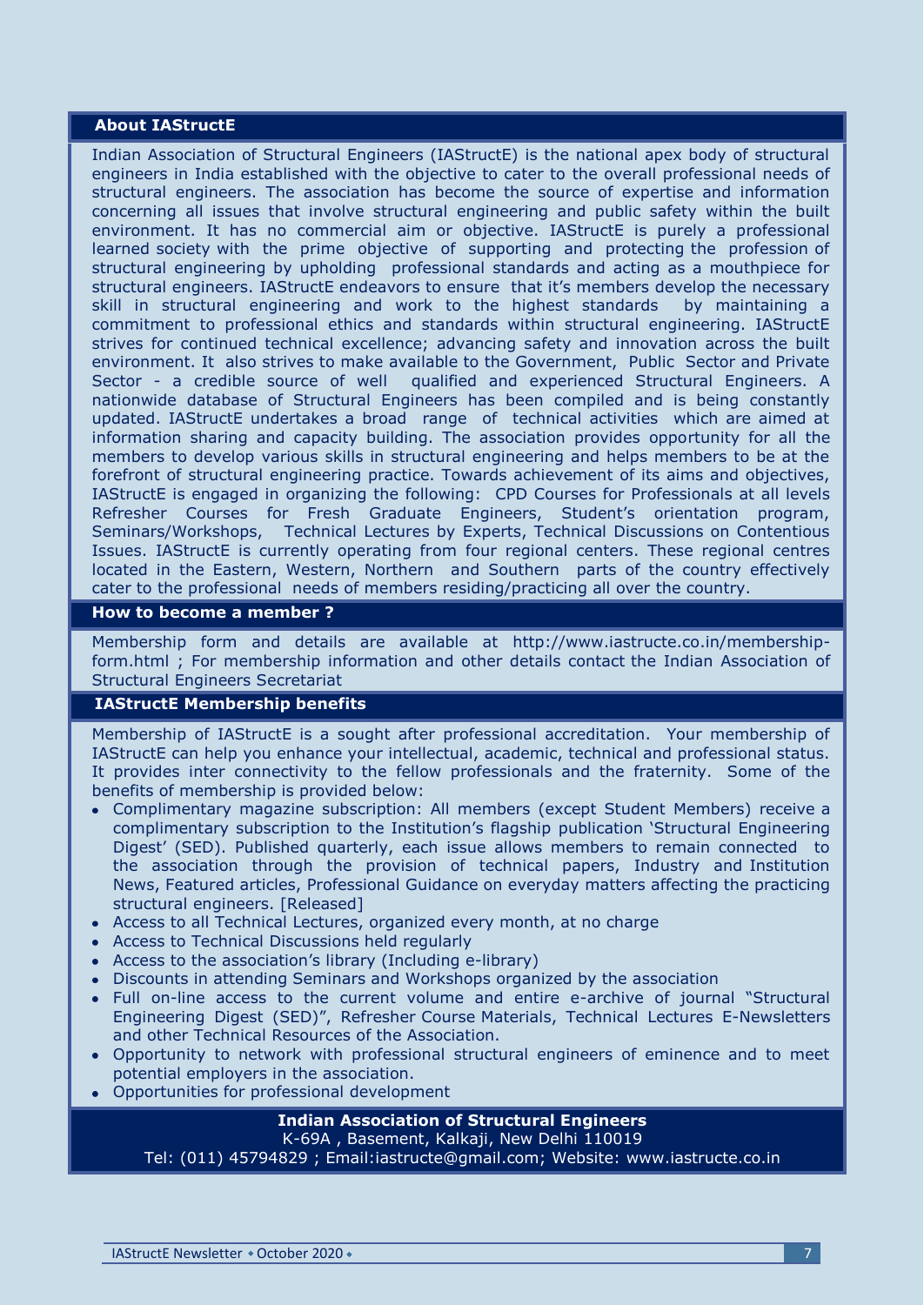## About IAStructE

Indian Association of Structural Engineers (IAStructE) is the national apex body of structural engineers in India established with the objective to cater to the overall professional needs of structural engineers. The association has become the source of expertise and information concerning all issues that involve structural engineering and public safety within the built environment. It has no commercial aim or objective. IAStructE is purely a professional learned society with the prime objective of supporting and protecting the profession of structural engineering by upholding professional standards and acting as a mouthpiece for structural engineers. IAStructE endeavors to ensure that it's members develop the necessary skill in structural engineering and work to the highest standards by maintaining a commitment to professional ethics and standards within structural engineering. IAStructE strives for continued technical excellence; advancing safety and innovation across the built environment. It also strives to make available to the Government, Public Sector and Private Sector - a credible source of well qualified and experienced Structural Engineers. A nationwide database of Structural Engineers has been compiled and is being constantly updated. IAStructE undertakes a broad range of technical activities which are aimed at information sharing and capacity building. The association provides opportunity for all the members to develop various skills in structural engineering and helps members to be at the forefront of structural engineering practice. Towards achievement of its aims and objectives, IAStructE is engaged in organizing the following: CPD Courses for Professionals at all levels Refresher Courses for Fresh Graduate Engineers, Student's orientation program, Seminars/Workshops, Technical Lectures by Experts, Technical Discussions on Contentious Issues. IAStructE is currently operating from four regional centers. These regional centres located in the Eastern, Western, Northern and Southern parts of the country effectively cater to the professional needs of members residing/practicing all over the country.

## How to become a member ?

Membership form and details are available at http://www.iastructe.co.in/membership-form.html ; For membership information and other details contact the Indian Association of Structural Engineers Secretariat

## IAStructE Membership benefits

Membership of IAStructE is a sought after professional accreditation. Your membership of IAStructE can help you enhance your intellectual, academic, technical and professional status. It provides inter connectivity to the fellow professionals and the fraternity. Some of the benefits of membership is provided below:

- Complimentary magazine subscription: All members (except Student Members) receive a complimentary subscription to the Institution's flagship publication 'Structural Engineering Digest' (SED). Published quarterly, each issue allows members to remain connected to the association through the provision of technical papers, Industry and Institution News, Featured articles, Professional Guidance on everyday matters affecting the practicing structural engineers. [Released]
- Access to all Technical Lectures, organized every month, at no charge
- Access to Technical Discussions held regularly
- Access to the association's library (Including e-library)
- Discounts in attending Seminars and Workshops organized by the association
- Full on-line access to the current volume and entire e-archive of journal "Structural Engineering Digest (SED)", Refresher Course Materials, Technical Lectures E-Newsletters and other Technical Resources of the Association.
- Opportunity to network with professional structural engineers of eminence and to meet potential employers in the association.
- Opportunities for professional development

**Indian Association of Structural Engineers**
K-69A , Basement, Kalkaji, New Delhi 110019
Tel: (011) 45794829 ; Email:iastructe@gmail.com; Website: www.iastructe.co.in